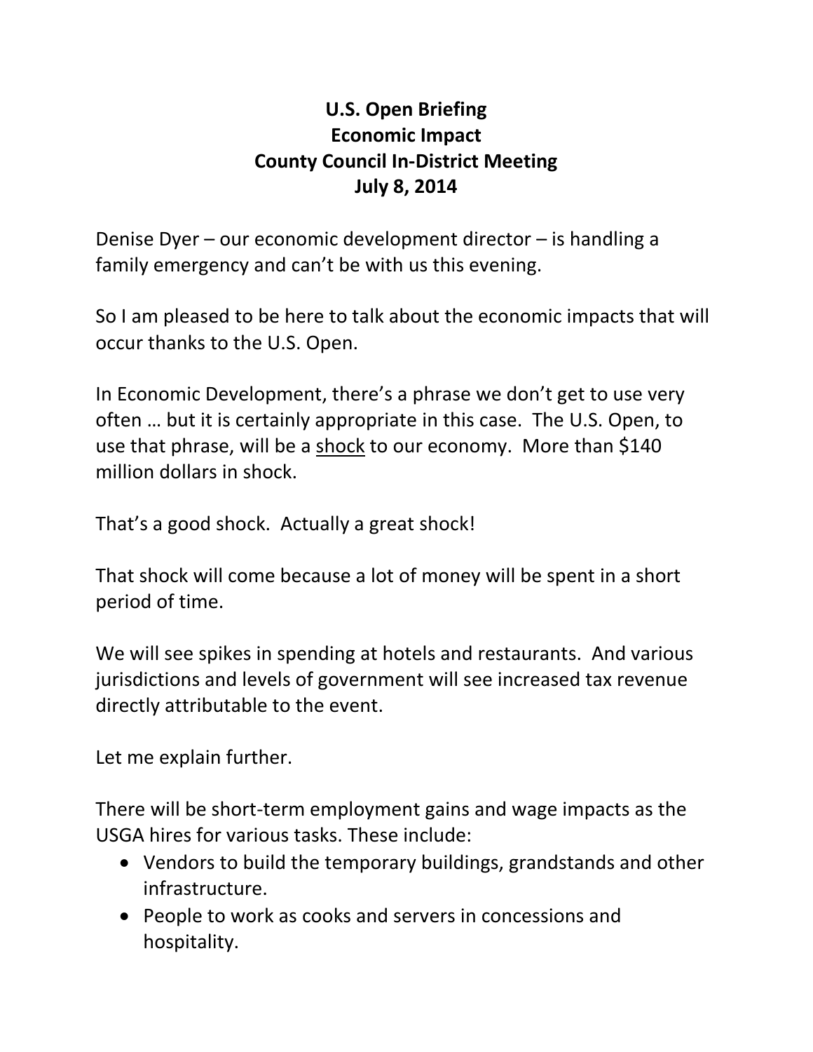# U.S. Open Briefing
## Economic Impact
## County Council In-District Meeting
## July 8, 2014

Denise Dyer – our economic development director – is handling a family emergency and can't be with us this evening.

So I am pleased to be here to talk about the economic impacts that will occur thanks to the U.S. Open.

In Economic Development, there's a phrase we don't get to use very often … but it is certainly appropriate in this case. The U.S. Open, to use that phrase, will be a <u>shock</u> to our economy. More than $140 million dollars in shock.

That's a good shock. Actually a great shock!

That shock will come because a lot of money will be spent in a short period of time.

We will see spikes in spending at hotels and restaurants. And various jurisdictions and levels of government will see increased tax revenue directly attributable to the event.

Let me explain further.

There will be short-term employment gains and wage impacts as the USGA hires for various tasks. These include:

- Vendors to build the temporary buildings, grandstands and other infrastructure.
- People to work as cooks and servers in concessions and hospitality.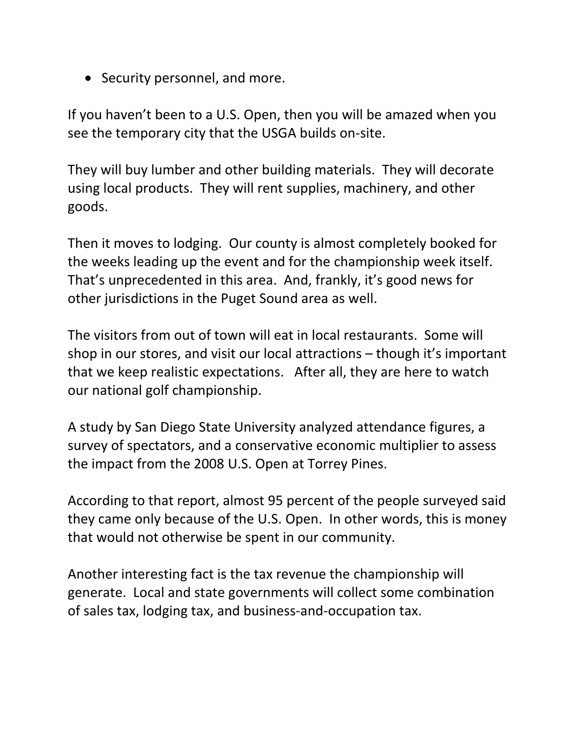- Security personnel, and more.

If you haven't been to a U.S. Open, then you will be amazed when you see the temporary city that the USGA builds on-site.

They will buy lumber and other building materials. They will decorate using local products. They will rent supplies, machinery, and other goods.

Then it moves to lodging. Our county is almost completely booked for the weeks leading up the event and for the championship week itself. That's unprecedented in this area. And, frankly, it's good news for other jurisdictions in the Puget Sound area as well.

The visitors from out of town will eat in local restaurants. Some will shop in our stores, and visit our local attractions – though it's important that we keep realistic expectations. After all, they are here to watch our national golf championship.

A study by San Diego State University analyzed attendance figures, a survey of spectators, and a conservative economic multiplier to assess the impact from the 2008 U.S. Open at Torrey Pines.

According to that report, almost 95 percent of the people surveyed said they came only because of the U.S. Open. In other words, this is money that would not otherwise be spent in our community.

Another interesting fact is the tax revenue the championship will generate. Local and state governments will collect some combination of sales tax, lodging tax, and business-and-occupation tax.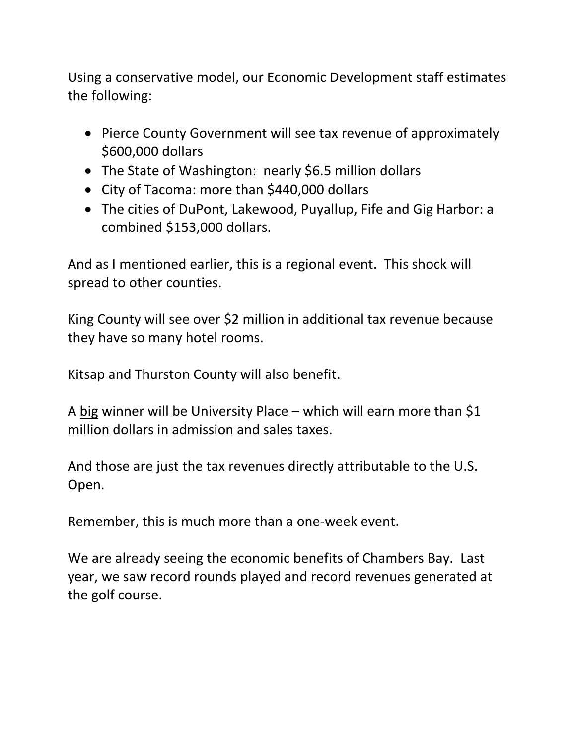Using a conservative model, our Economic Development staff estimates the following:

- Pierce County Government will see tax revenue of approximately $600,000 dollars
- The State of Washington: nearly $6.5 million dollars
- City of Tacoma: more than $440,000 dollars
- The cities of DuPont, Lakewood, Puyallup, Fife and Gig Harbor: a combined $153,000 dollars.

And as I mentioned earlier, this is a regional event. This shock will spread to other counties.

King County will see over $2 million in additional tax revenue because they have so many hotel rooms.

Kitsap and Thurston County will also benefit.

A <u>big</u> winner will be University Place – which will earn more than $1 million dollars in admission and sales taxes.

And those are just the tax revenues directly attributable to the U.S. Open.

Remember, this is much more than a one-week event.

We are already seeing the economic benefits of Chambers Bay. Last year, we saw record rounds played and record revenues generated at the golf course.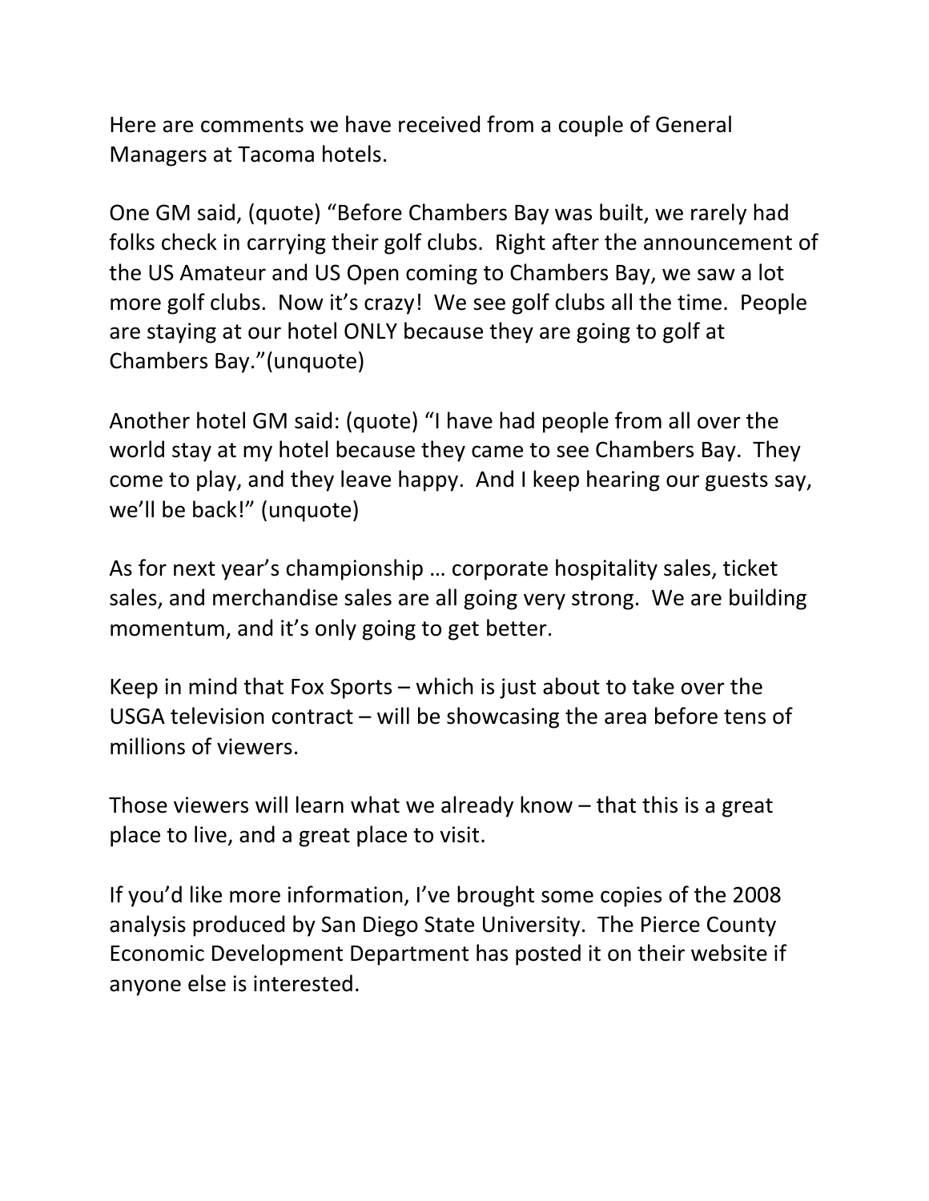Here are comments we have received from a couple of General Managers at Tacoma hotels.

One GM said, (quote) "Before Chambers Bay was built, we rarely had folks check in carrying their golf clubs. Right after the announcement of the US Amateur and US Open coming to Chambers Bay, we saw a lot more golf clubs. Now it's crazy! We see golf clubs all the time. People are staying at our hotel ONLY because they are going to golf at Chambers Bay."(unquote)

Another hotel GM said: (quote) "I have had people from all over the world stay at my hotel because they came to see Chambers Bay. They come to play, and they leave happy. And I keep hearing our guests say, we'll be back!" (unquote)

As for next year's championship … corporate hospitality sales, ticket sales, and merchandise sales are all going very strong. We are building momentum, and it's only going to get better.

Keep in mind that Fox Sports – which is just about to take over the USGA television contract – will be showcasing the area before tens of millions of viewers.

Those viewers will learn what we already know – that this is a great place to live, and a great place to visit.

If you'd like more information, I've brought some copies of the 2008 analysis produced by San Diego State University. The Pierce County Economic Development Department has posted it on their website if anyone else is interested.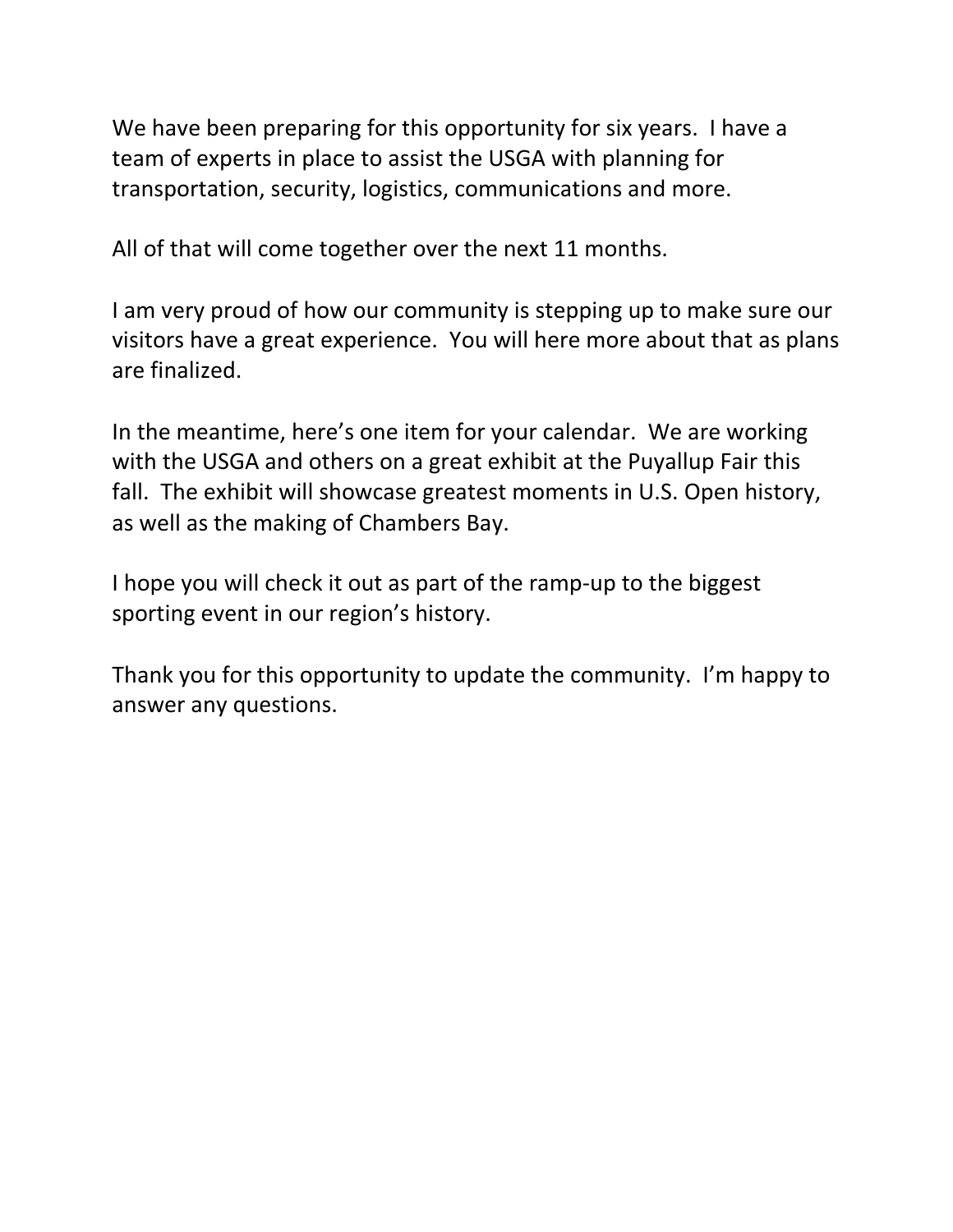We have been preparing for this opportunity for six years. I have a team of experts in place to assist the USGA with planning for transportation, security, logistics, communications and more.

All of that will come together over the next 11 months.

I am very proud of how our community is stepping up to make sure our visitors have a great experience. You will here more about that as plans are finalized.

In the meantime, here's one item for your calendar. We are working with the USGA and others on a great exhibit at the Puyallup Fair this fall. The exhibit will showcase greatest moments in U.S. Open history, as well as the making of Chambers Bay.

I hope you will check it out as part of the ramp-up to the biggest sporting event in our region's history.

Thank you for this opportunity to update the community. I'm happy to answer any questions.